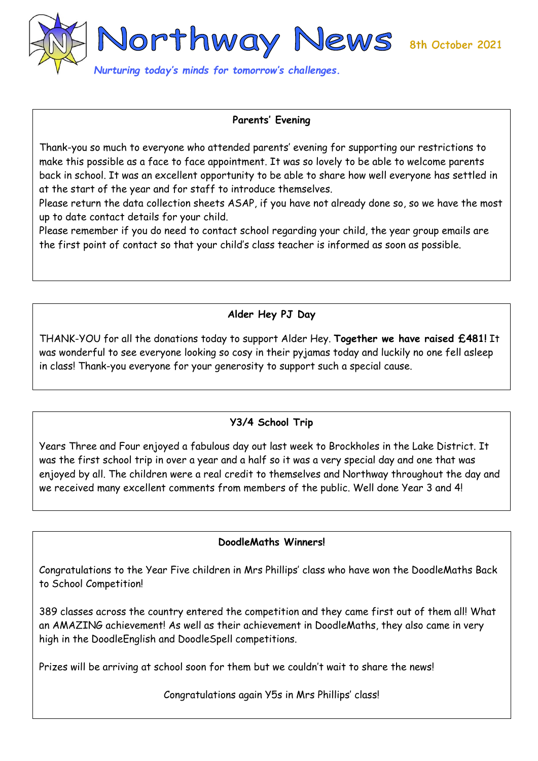# Northway News

8th October 2021

*Nurturing today's minds for tomorrow's challenges.*

## Parents' Evening

Thank-you so much to everyone who attended parents' evening for supporting our restrictions to make this possible as a face to face appointment. It was so lovely to be able to welcome parents back in school. It was an excellent opportunity to be able to share how well everyone has settled in at the start of the year and for staff to introduce themselves.

Please return the data collection sheets ASAP, if you have not already done so, so we have the most up to date contact details for your child.

Please remember if you do need to contact school regarding your child, the year group emails are the first point of contact so that your child's class teacher is informed as soon as possible.

## Alder Hey PJ Day

THANK-YOU for all the donations today to support Alder Hey. **Together we have raised £481!** It was wonderful to see everyone looking so cosy in their pyjamas today and luckily no one fell asleep in class! Thank-you everyone for your generosity to support such a special cause.

## Y3/4 School Trip

Years Three and Four enjoyed a fabulous day out last week to Brockholes in the Lake District. It was the first school trip in over a year and a half so it was a very special day and one that was enjoyed by all. The children were a real credit to themselves and Northway throughout the day and we received many excellent comments from members of the public. Well done Year 3 and 4!

## DoodleMaths Winners!

Congratulations to the Year Five children in Mrs Phillips' class who have won the DoodleMaths Back to School Competition!

389 classes across the country entered the competition and they came first out of them all! What an AMAZING achievement! As well as their achievement in DoodleMaths, they also came in very high in the DoodleEnglish and DoodleSpell competitions.

Prizes will be arriving at school soon for them but we couldn't wait to share the news!

Congratulations again Y5s in Mrs Phillips' class!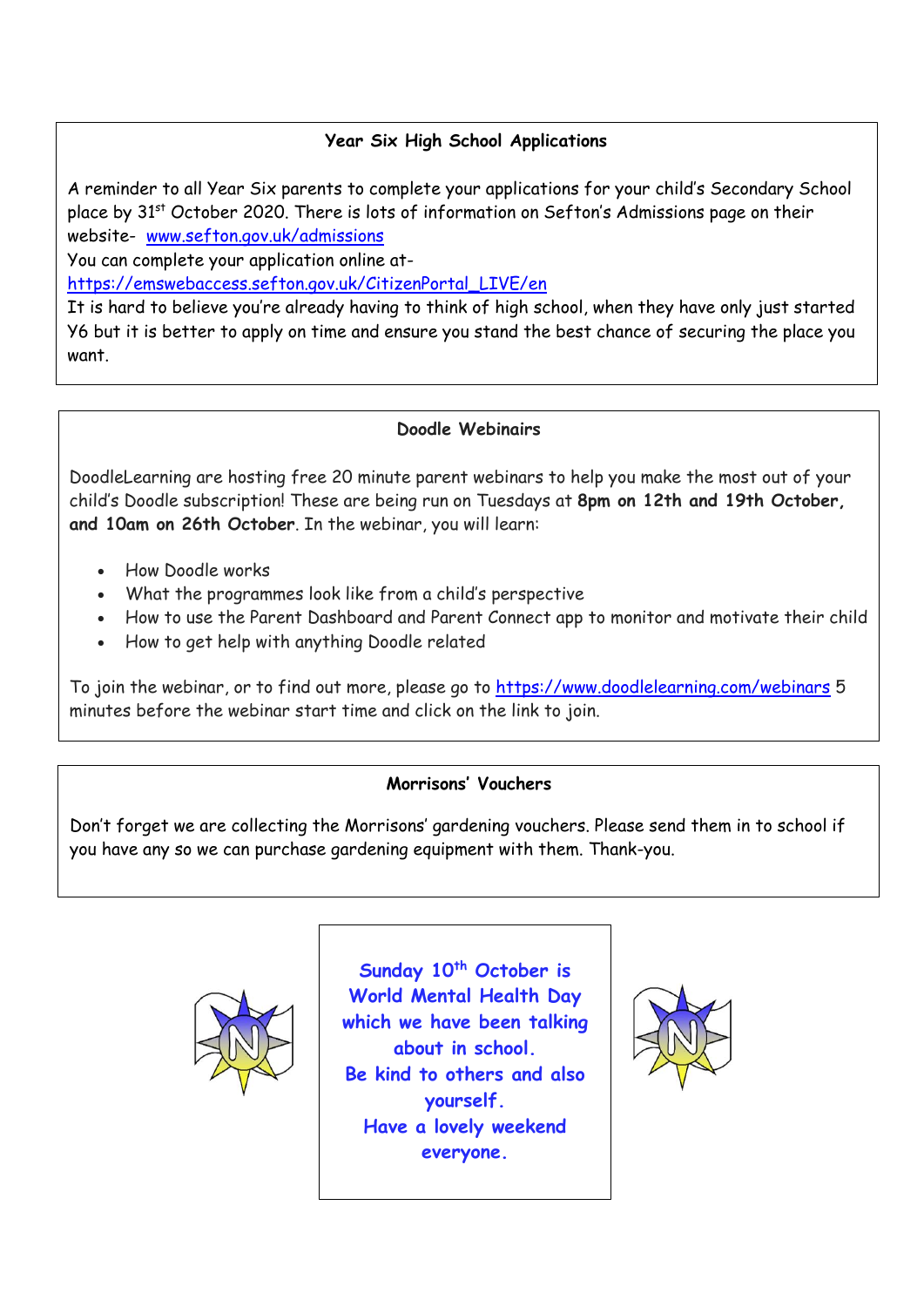### Year Six High School Applications

A reminder to all Year Six parents to complete your applications for your child's Secondary School place by 31st October 2020. There is lots of information on Sefton's Admissions page on their website- www.sefton.gov.uk/admissions
You can complete your application online at-
https://emswebaccess.sefton.gov.uk/CitizenPortal_LIVE/en
It is hard to believe you're already having to think of high school, when they have only just started Y6 but it is better to apply on time and ensure you stand the best chance of securing the place you want.

### Doodle Webinairs

DoodleLearning are hosting free 20 minute parent webinars to help you make the most out of your child's Doodle subscription! These are being run on Tuesdays at **8pm on 12th and 19th October, and 10am on 26th October**. In the webinar, you will learn:

- How Doodle works
- What the programmes look like from a child's perspective
- How to use the Parent Dashboard and Parent Connect app to monitor and motivate their child
- How to get help with anything Doodle related

To join the webinar, or to find out more, please go to https://www.doodlelearning.com/webinars 5 minutes before the webinar start time and click on the link to join.

### Morrisons' Vouchers

Don't forget we are collecting the Morrisons' gardening vouchers. Please send them in to school if you have any so we can purchase gardening equipment with them. Thank-you.

**Sunday 10th October is World Mental Health Day which we have been talking about in school.**
**Be kind to others and also yourself.**
**Have a lovely weekend everyone.**